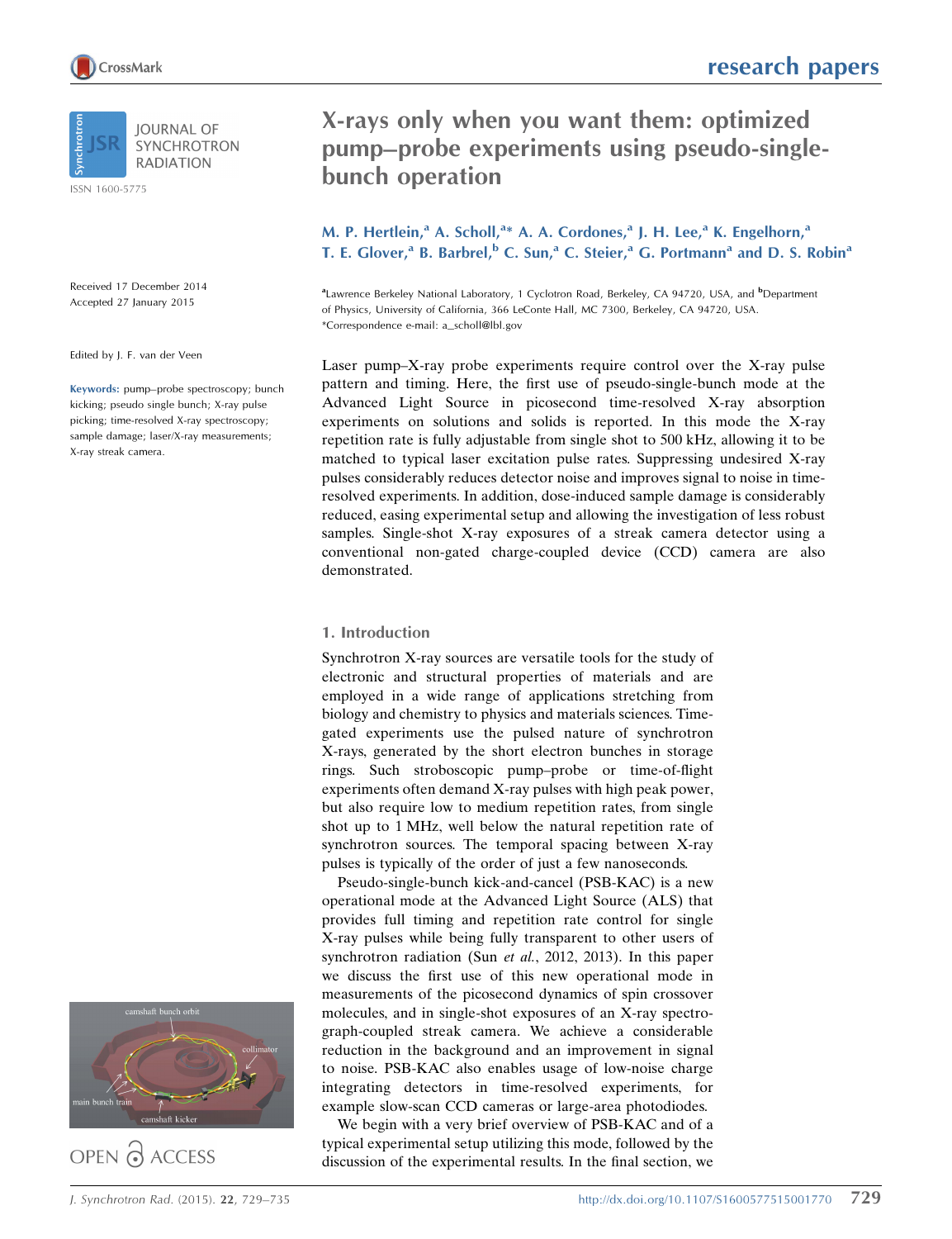# X-rays only when you want them: optimized pump–probe experiments using pseudo-single-bunch operation

M. P. Hertlein,[a] A. Scholl,[a*] A. A. Cordones,[a] J. H. Lee,[a] K. Engelhorn,[a] T. E. Glover,[a] B. Barbrel,[b] C. Sun,[a] C. Steier,[a] G. Portmann[a] and D. S. Robin[a]

[a]Lawrence Berkeley National Laboratory, 1 Cyclotron Road, Berkeley, CA 94720, USA, and [b]Department of Physics, University of California, 366 LeConte Hall, MC 7300, Berkeley, CA 94720, USA. *Correspondence e-mail: a_scholl@lbl.gov

Received 17 December 2014
Accepted 27 January 2015

Edited by J. F. van der Veen

**Keywords:** pump–probe spectroscopy; bunch kicking; pseudo single bunch; X-ray pulse picking; time-resolved X-ray spectroscopy; sample damage; laser/X-ray measurements; X-ray streak camera.

Laser pump–X-ray probe experiments require control over the X-ray pulse pattern and timing. Here, the first use of pseudo-single-bunch mode at the Advanced Light Source in picosecond time-resolved X-ray absorption experiments on solutions and solids is reported. In this mode the X-ray repetition rate is fully adjustable from single shot to 500 kHz, allowing it to be matched to typical laser excitation pulse rates. Suppressing undesired X-ray pulses considerably reduces detector noise and improves signal to noise in time-resolved experiments. In addition, dose-induced sample damage is considerably reduced, easing experimental setup and allowing the investigation of less robust samples. Single-shot X-ray exposures of a streak camera detector using a conventional non-gated charge-coupled device (CCD) camera are also demonstrated.

## 1. Introduction

Synchrotron X-ray sources are versatile tools for the study of electronic and structural properties of materials and are employed in a wide range of applications stretching from biology and chemistry to physics and materials sciences. Time-gated experiments use the pulsed nature of synchrotron X-rays, generated by the short electron bunches in storage rings. Such stroboscopic pump–probe or time-of-flight experiments often demand X-ray pulses with high peak power, but also require low to medium repetition rates, from single shot up to 1 MHz, well below the natural repetition rate of synchrotron sources. The temporal spacing between X-ray pulses is typically of the order of just a few nanoseconds.

Pseudo-single-bunch kick-and-cancel (PSB-KAC) is a new operational mode at the Advanced Light Source (ALS) that provides full timing and repetition rate control for single X-ray pulses while being fully transparent to other users of synchrotron radiation (Sun *et al.*, 2012, 2013). In this paper we discuss the first use of this new operational mode in measurements of the picosecond dynamics of spin crossover molecules, and in single-shot exposures of an X-ray spectrograph-coupled streak camera. We achieve a considerable reduction in the background and an improvement in signal to noise. PSB-KAC also enables usage of low-noise charge integrating detectors in time-resolved experiments, for example slow-scan CCD cameras or large-area photodiodes.

We begin with a very brief overview of PSB-KAC and of a typical experimental setup utilizing this mode, followed by the discussion of the experimental results. In the final section, we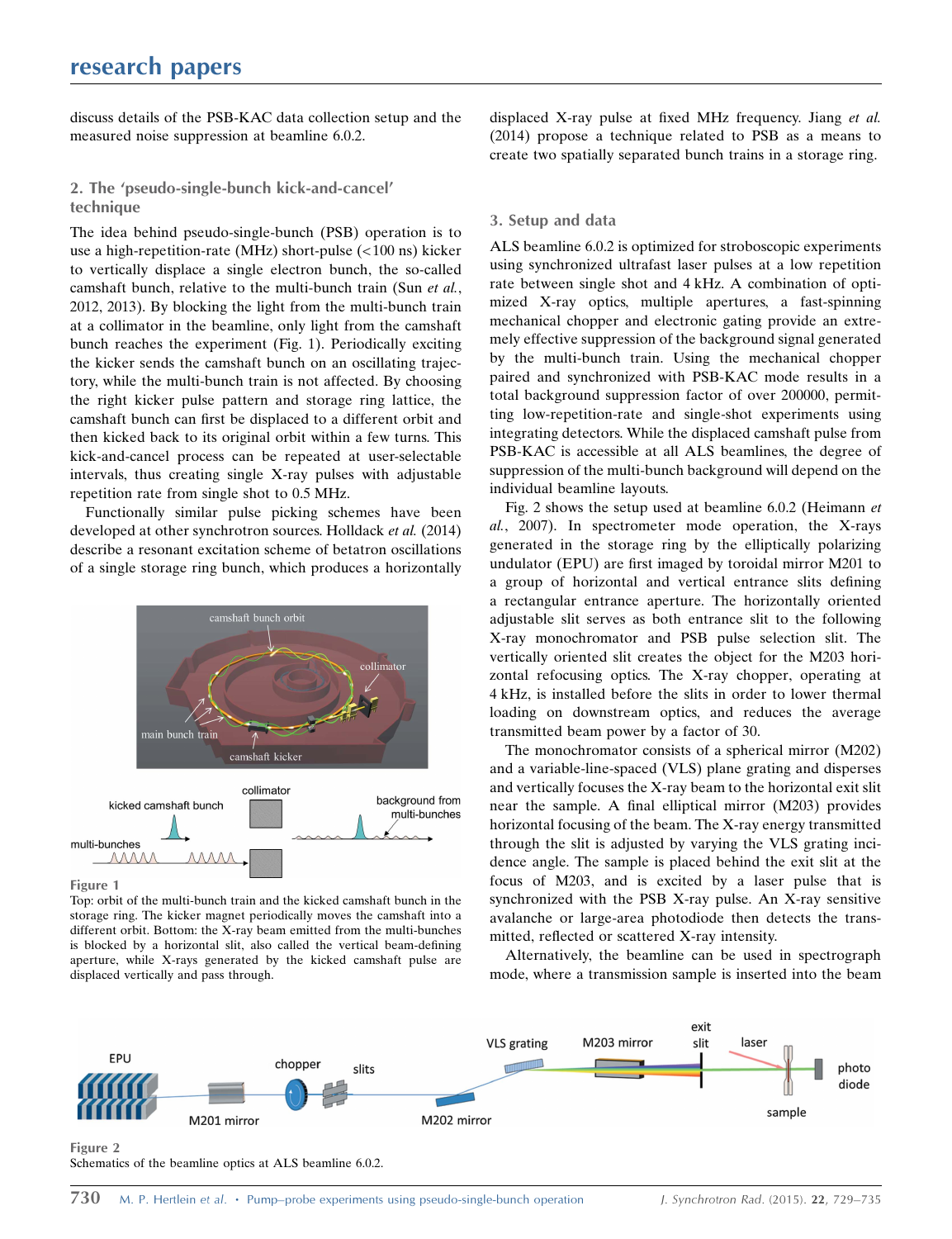discuss details of the PSB-KAC data collection setup and the measured noise suppression at beamline 6.0.2.

## 2. The 'pseudo-single-bunch kick-and-cancel' technique

The idea behind pseudo-single-bunch (PSB) operation is to use a high-repetition-rate (MHz) short-pulse (<100 ns) kicker to vertically displace a single electron bunch, the so-called camshaft bunch, relative to the multi-bunch train (Sun *et al.*, 2012, 2013). By blocking the light from the multi-bunch train at a collimator in the beamline, only light from the camshaft bunch reaches the experiment (Fig. 1). Periodically exciting the kicker sends the camshaft bunch on an oscillating trajectory, while the multi-bunch train is not affected. By choosing the right kicker pulse pattern and storage ring lattice, the camshaft bunch can first be displaced to a different orbit and then kicked back to its original orbit within a few turns. This kick-and-cancel process can be repeated at user-selectable intervals, thus creating single X-ray pulses with adjustable repetition rate from single shot to 0.5 MHz.

Functionally similar pulse picking schemes have been developed at other synchrotron sources. Holldack *et al.* (2014) describe a resonant excitation scheme of betatron oscillations of a single storage ring bunch, which produces a horizontally displaced X-ray pulse at fixed MHz frequency. Jiang *et al.* (2014) propose a technique related to PSB as a means to create two spatially separated bunch trains in a storage ring.

Figure 1
Top: orbit of the multi-bunch train and the kicked camshaft bunch in the storage ring. The kicker magnet periodically moves the camshaft into a different orbit. Bottom: the X-ray beam emitted from the multi-bunches is blocked by a horizontal slit, also called the vertical beam-defining aperture, while X-rays generated by the kicked camshaft pulse are displaced vertically and pass through.

## 3. Setup and data

ALS beamline 6.0.2 is optimized for stroboscopic experiments using synchronized ultrafast laser pulses at a low repetition rate between single shot and 4 kHz. A combination of optimized X-ray optics, multiple apertures, a fast-spinning mechanical chopper and electronic gating provide an extremely effective suppression of the background signal generated by the multi-bunch train. Using the mechanical chopper paired and synchronized with PSB-KAC mode results in a total background suppression factor of over 200000, permitting low-repetition-rate and single-shot experiments using integrating detectors. While the displaced camshaft pulse from PSB-KAC is accessible at all ALS beamlines, the degree of suppression of the multi-bunch background will depend on the individual beamline layouts.

Fig. 2 shows the setup used at beamline 6.0.2 (Heimann *et al.*, 2007). In spectrometer mode operation, the X-rays generated in the storage ring by the elliptically polarizing undulator (EPU) are first imaged by toroidal mirror M201 to a group of horizontal and vertical entrance slits defining a rectangular entrance aperture. The horizontally oriented adjustable slit serves as both entrance slit to the following X-ray monochromator and PSB pulse selection slit. The vertically oriented slit creates the object for the M203 horizontal refocusing optics. The X-ray chopper, operating at 4 kHz, is installed before the slits in order to lower thermal loading on downstream optics, and reduces the average transmitted beam power by a factor of 30.

The monochromator consists of a spherical mirror (M202) and a variable-line-spaced (VLS) plane grating and disperses and vertically focuses the X-ray beam to the horizontal exit slit near the sample. A final elliptical mirror (M203) provides horizontal focusing of the beam. The X-ray energy transmitted through the slit is adjusted by varying the VLS grating incidence angle. The sample is placed behind the exit slit at the focus of M203, and is excited by a laser pulse that is synchronized with the PSB X-ray pulse. An X-ray sensitive avalanche or large-area photodiode then detects the transmitted, reflected or scattered X-ray intensity.

Alternatively, the beamline can be used in spectrograph mode, where a transmission sample is inserted into the beam

Figure 2
Schematics of the beamline optics at ALS beamline 6.0.2.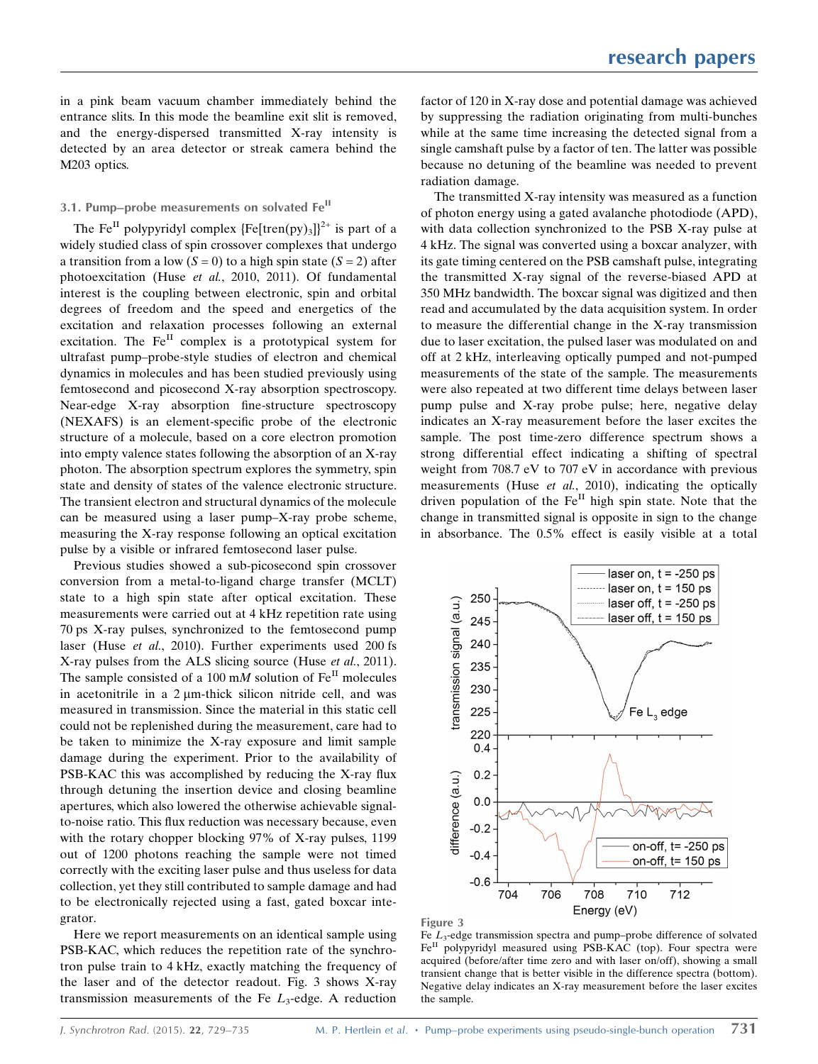in a pink beam vacuum chamber immediately behind the entrance slits. In this mode the beamline exit slit is removed, and the energy-dispersed transmitted X-ray intensity is detected by an area detector or streak camera behind the M203 optics.

### 3.1. Pump–probe measurements on solvated $Fe^{II}$

The $Fe^{II}$ polypyridyl complex $\{Fe[tren(py)_3]\}^{2+}$ is part of a widely studied class of spin crossover complexes that undergo a transition from a low ($S = 0$) to a high spin state ($S = 2$) after photoexcitation (Huse *et al.*, 2010, 2011). Of fundamental interest is the coupling between electronic, spin and orbital degrees of freedom and the speed and energetics of the excitation and relaxation processes following an external excitation. The $Fe^{II}$ complex is a prototypical system for ultrafast pump–probe-style studies of electron and chemical dynamics in molecules and has been studied previously using femtosecond and picosecond X-ray absorption spectroscopy. Near-edge X-ray absorption fine-structure spectroscopy (NEXAFS) is an element-specific probe of the electronic structure of a molecule, based on a core electron promotion into empty valence states following the absorption of an X-ray photon. The absorption spectrum explores the symmetry, spin state and density of states of the valence electronic structure. The transient electron and structural dynamics of the molecule can be measured using a laser pump–X-ray probe scheme, measuring the X-ray response following an optical excitation pulse by a visible or infrared femtosecond laser pulse.

Previous studies showed a sub-picosecond spin crossover conversion from a metal-to-ligand charge transfer (MCLT) state to a high spin state after optical excitation. These measurements were carried out at 4 kHz repetition rate using 70 ps X-ray pulses, synchronized to the femtosecond pump laser (Huse *et al.*, 2010). Further experiments used 200 fs X-ray pulses from the ALS slicing source (Huse *et al.*, 2011). The sample consisted of a 100 m*M* solution of $Fe^{II}$ molecules in acetonitrile in a 2 µm-thick silicon nitride cell, and was measured in transmission. Since the material in this static cell could not be replenished during the measurement, care had to be taken to minimize the X-ray exposure and limit sample damage during the experiment. Prior to the availability of PSB-KAC this was accomplished by reducing the X-ray flux through detuning the insertion device and closing beamline apertures, which also lowered the otherwise achievable signal-to-noise ratio. This flux reduction was necessary because, even with the rotary chopper blocking 97% of X-ray pulses, 1199 out of 1200 photons reaching the sample were not timed correctly with the exciting laser pulse and thus useless for data collection, yet they still contributed to sample damage and had to be electronically rejected using a fast, gated boxcar integrator.

Here we report measurements on an identical sample using PSB-KAC, which reduces the repetition rate of the synchrotron pulse train to 4 kHz, exactly matching the frequency of the laser and of the detector readout. Fig. 3 shows X-ray transmission measurements of the Fe $L_3$-edge. A reduction factor of 120 in X-ray dose and potential damage was achieved by suppressing the radiation originating from multi-bunches while at the same time increasing the detected signal from a single camshaft pulse by a factor of ten. The latter was possible because no detuning of the beamline was needed to prevent radiation damage.

The transmitted X-ray intensity was measured as a function of photon energy using a gated avalanche photodiode (APD), with data collection synchronized to the PSB X-ray pulse at 4 kHz. The signal was converted using a boxcar analyzer, with its gate timing centered on the PSB camshaft pulse, integrating the transmitted X-ray signal of the reverse-biased APD at 350 MHz bandwidth. The boxcar signal was digitized and then read and accumulated by the data acquisition system. In order to measure the differential change in the X-ray transmission due to laser excitation, the pulsed laser was modulated on and off at 2 kHz, interleaving optically pumped and not-pumped measurements of the state of the sample. The measurements were also repeated at two different time delays between laser pump pulse and X-ray probe pulse; here, negative delay indicates an X-ray measurement before the laser excites the sample. The post time-zero difference spectrum shows a strong differential effect indicating a shifting of spectral weight from 708.7 eV to 707 eV in accordance with previous measurements (Huse *et al.*, 2010), indicating the optically driven population of the $Fe^{II}$ high spin state. Note that the change in transmitted signal is opposite in sign to the change in absorbance. The 0.5% effect is easily visible at a total

**Figure 3**
Fe $L_3$-edge transmission spectra and pump–probe difference of solvated $Fe^{II}$ polypyridyl measured using PSB-KAC (top). Four spectra were acquired (before/after time zero and with laser on/off), showing a small transient change that is better visible in the difference spectra (bottom). Negative delay indicates an X-ray measurement before the laser excites the sample.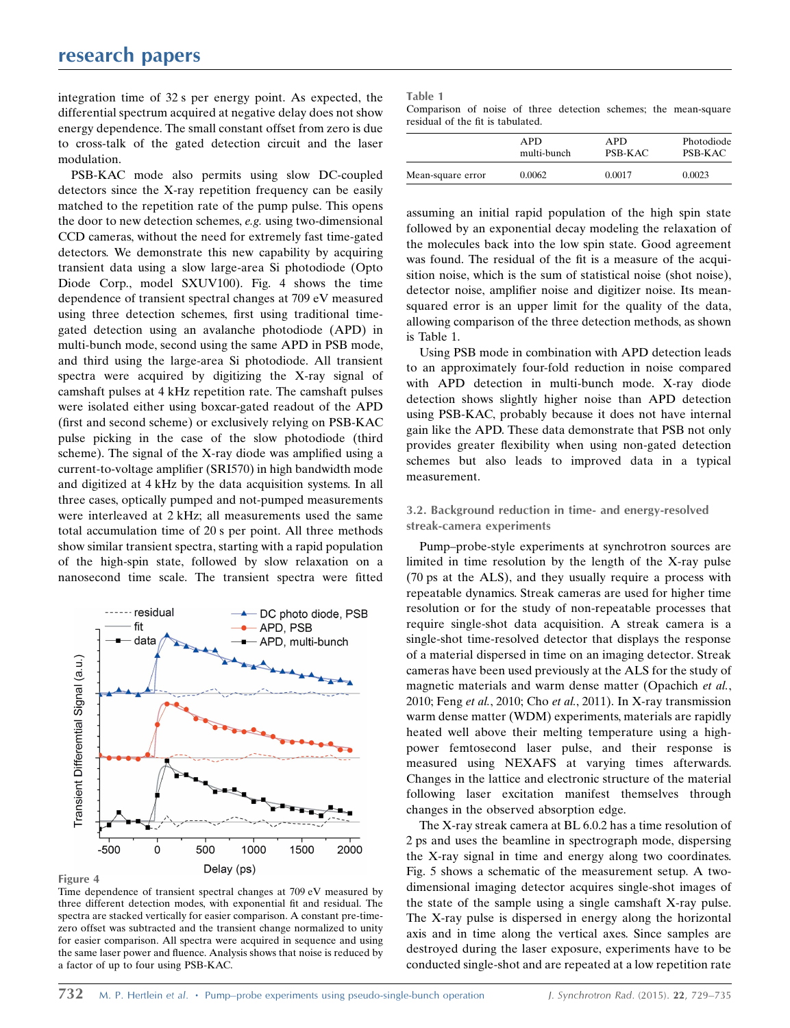integration time of 32 s per energy point. As expected, the differential spectrum acquired at negative delay does not show energy dependence. The small constant offset from zero is due to cross-talk of the gated detection circuit and the laser modulation.

PSB-KAC mode also permits using slow DC-coupled detectors since the X-ray repetition frequency can be easily matched to the repetition rate of the pump pulse. This opens the door to new detection schemes, *e.g.* using two-dimensional CCD cameras, without the need for extremely fast time-gated detectors. We demonstrate this new capability by acquiring transient data using a slow large-area Si photodiode (Opto Diode Corp., model SXUV100). Fig. 4 shows the time dependence of transient spectral changes at 709 eV measured using three detection schemes, first using traditional time-gated detection using an avalanche photodiode (APD) in multi-bunch mode, second using the same APD in PSB mode, and third using the large-area Si photodiode. All transient spectra were acquired by digitizing the X-ray signal of camshaft pulses at 4 kHz repetition rate. The camshaft pulses were isolated either using boxcar-gated readout of the APD (first and second scheme) or exclusively relying on PSB-KAC pulse picking in the case of the slow photodiode (third scheme). The signal of the X-ray diode was amplified using a current-to-voltage amplifier (SRI570) in high bandwidth mode and digitized at 4 kHz by the data acquisition systems. In all three cases, optically pumped and not-pumped measurements were interleaved at 2 kHz; all measurements used the same total accumulation time of 20 s per point. All three methods show similar transient spectra, starting with a rapid population of the high-spin state, followed by slow relaxation on a nanosecond time scale. The transient spectra were fitted assuming an initial rapid population of the high spin state followed by an exponential decay modeling the relaxation of the molecules back into the low spin state. Good agreement was found. The residual of the fit is a measure of the acquisition noise, which is the sum of statistical noise (shot noise), detector noise, amplifier noise and digitizer noise. Its mean-squared error is an upper limit for the quality of the data, allowing comparison of the three detection methods, as shown is Table 1.

Figure 4
Time dependence of transient spectral changes at 709 eV measured by three different detection modes, with exponential fit and residual. The spectra are stacked vertically for easier comparison. A constant pre-time-zero offset was subtracted and the transient change normalized to unity for easier comparison. All spectra were acquired in sequence and using the same laser power and fluence. Analysis shows that noise is reduced by a factor of up to four using PSB-KAC.

**Table 1**
Comparison of noise of three detection schemes; the mean-square residual of the fit is tabulated.

| | APD multi-bunch | APD PSB-KAC | Photodiode PSB-KAC |
|---|---|---|---|
| Mean-square error | 0.0062 | 0.0017 | 0.0023 |

Using PSB mode in combination with APD detection leads to an approximately four-fold reduction in noise compared with APD detection in multi-bunch mode. X-ray diode detection shows slightly higher noise than APD detection using PSB-KAC, probably because it does not have internal gain like the APD. These data demonstrate that PSB not only provides greater flexibility when using non-gated detection schemes but also leads to improved data in a typical measurement.

### 3.2. Background reduction in time- and energy-resolved streak-camera experiments

Pump–probe-style experiments at synchrotron sources are limited in time resolution by the length of the X-ray pulse (70 ps at the ALS), and they usually require a process with repeatable dynamics. Streak cameras are used for higher time resolution or for the study of non-repeatable processes that require single-shot data acquisition. A streak camera is a single-shot time-resolved detector that displays the response of a material dispersed in time on an imaging detector. Streak cameras have been used previously at the ALS for the study of magnetic materials and warm dense matter (Opachich *et al.*, 2010; Feng *et al.*, 2010; Cho *et al.*, 2011). In X-ray transmission warm dense matter (WDM) experiments, materials are rapidly heated well above their melting temperature using a high-power femtosecond laser pulse, and their response is measured using NEXAFS at varying times afterwards. Changes in the lattice and electronic structure of the material following laser excitation manifest themselves through changes in the observed absorption edge.

The X-ray streak camera at BL 6.0.2 has a time resolution of 2 ps and uses the beamline in spectrograph mode, dispersing the X-ray signal in time and energy along two coordinates. Fig. 5 shows a schematic of the measurement setup. A two-dimensional imaging detector acquires single-shot images of the state of the sample using a single camshaft X-ray pulse. The X-ray pulse is dispersed in energy along the horizontal axis and in time along the vertical axes. Since samples are destroyed during the laser exposure, experiments have to be conducted single-shot and are repeated at a low repetition rate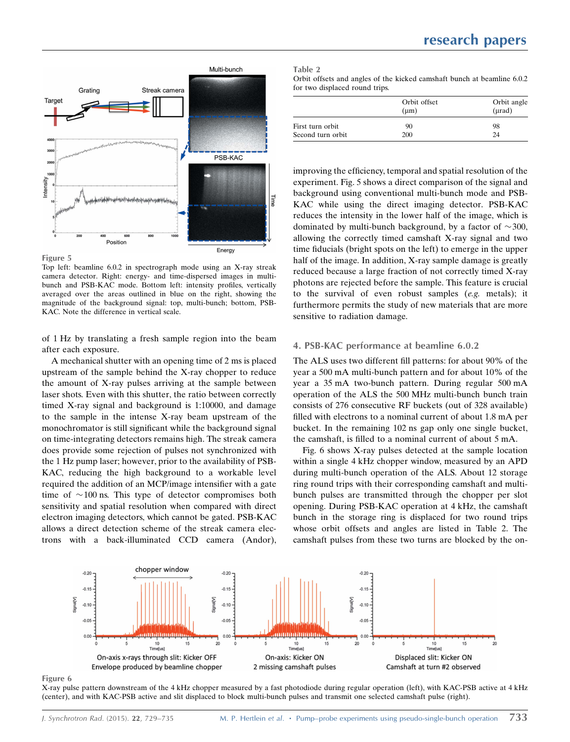**Figure 5**
Top left: beamline 6.0.2 in spectrograph mode using an X-ray streak camera detector. Right: energy- and time-dispersed images in multi-bunch and PSB-KAC mode. Bottom left: intensity profiles, vertically averaged over the areas outlined in blue on the right, showing the magnitude of the background signal: top, multi-bunch; bottom, PSB-KAC. Note the difference in vertical scale.

of 1 Hz by translating a fresh sample region into the beam after each exposure.

A mechanical shutter with an opening time of 2 ms is placed upstream of the sample behind the X-ray chopper to reduce the amount of X-ray pulses arriving at the sample between laser shots. Even with this shutter, the ratio between correctly timed X-ray signal and background is 1:10000, and damage to the sample in the intense X-ray beam upstream of the monochromator is still significant while the background signal on time-integrating detectors remains high. The streak camera does provide some rejection of pulses not synchronized with the 1 Hz pump laser; however, prior to the availability of PSB-KAC, reducing the high background to a workable level required the addition of an MCP/image intensifier with a gate time of ∼100 ns. This type of detector compromises both sensitivity and spatial resolution when compared with direct electron imaging detectors, which cannot be gated. PSB-KAC allows a direct detection scheme of the streak camera electrons with a back-illuminated CCD camera (Andor), improving the efficiency, temporal and spatial resolution of the experiment. Fig. 5 shows a direct comparison of the signal and background using conventional multi-bunch mode and PSB-KAC while using the direct imaging detector. PSB-KAC reduces the intensity in the lower half of the image, which is dominated by multi-bunch background, by a factor of ∼300, allowing the correctly timed camshaft X-ray signal and two time fiducials (bright spots on the left) to emerge in the upper half of the image. In addition, X-ray sample damage is greatly reduced because a large fraction of not correctly timed X-ray photons are rejected before the sample. This feature is crucial to the survival of even robust samples (*e.g.* metals); it furthermore permits the study of new materials that are more sensitive to radiation damage.

**Table 2**
Orbit offsets and angles of the kicked camshaft bunch at beamline 6.0.2 for two displaced round trips.

| | Orbit offset (μm) | Orbit angle (μrad) |
|---|---|---|
| First turn orbit | 90 | 98 |
| Second turn orbit | 200 | 24 |

## 4. PSB-KAC performance at beamline 6.0.2

The ALS uses two different fill patterns: for about 90% of the year a 500 mA multi-bunch pattern and for about 10% of the year a 35 mA two-bunch pattern. During regular 500 mA operation of the ALS the 500 MHz multi-bunch bunch train consists of 276 consecutive RF buckets (out of 328 available) filled with electrons to a nominal current of about 1.8 mA per bucket. In the remaining 102 ns gap only one single bucket, the camshaft, is filled to a nominal current of about 5 mA.

Fig. 6 shows X-ray pulses detected at the sample location within a single 4 kHz chopper window, measured by an APD during multi-bunch operation of the ALS. About 12 storage ring round trips with their corresponding camshaft and multi-bunch pulses are transmitted through the chopper per slot opening. During PSB-KAC operation at 4 kHz, the camshaft bunch in the storage ring is displaced for two round trips whose orbit offsets and angles are listed in Table 2. The camshaft pulses from these two turns are blocked by the on-

**Figure 6**
X-ray pulse pattern downstream of the 4 kHz chopper measured by a fast photodiode during regular operation (left), with KAC-PSB active at 4 kHz (center), and with KAC-PSB active and slit displaced to block multi-bunch pulses and transmit one selected camshaft pulse (right).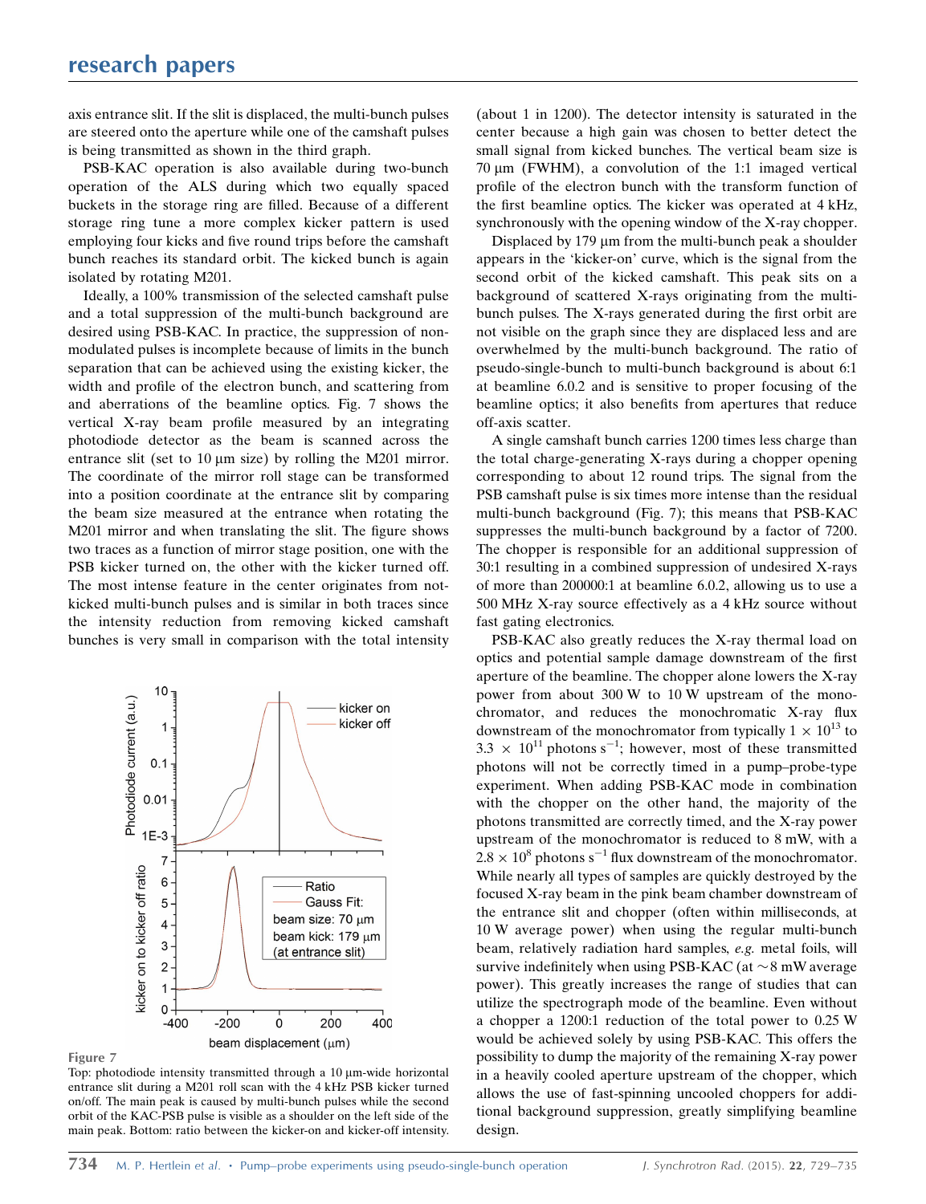axis entrance slit. If the slit is displaced, the multi-bunch pulses are steered onto the aperture while one of the camshaft pulses is being transmitted as shown in the third graph.

PSB-KAC operation is also available during two-bunch operation of the ALS during which two equally spaced buckets in the storage ring are filled. Because of a different storage ring tune a more complex kicker pattern is used employing four kicks and five round trips before the camshaft bunch reaches its standard orbit. The kicked bunch is again isolated by rotating M201.

Ideally, a 100% transmission of the selected camshaft pulse and a total suppression of the multi-bunch background are desired using PSB-KAC. In practice, the suppression of non-modulated pulses is incomplete because of limits in the bunch separation that can be achieved using the existing kicker, the width and profile of the electron bunch, and scattering from and aberrations of the beamline optics. Fig. 7 shows the vertical X-ray beam profile measured by an integrating photodiode detector as the beam is scanned across the entrance slit (set to 10 µm size) by rolling the M201 mirror. The coordinate of the mirror roll stage can be transformed into a position coordinate at the entrance slit by comparing the beam size measured at the entrance when rotating the M201 mirror and when translating the slit. The figure shows two traces as a function of mirror stage position, one with the PSB kicker turned on, the other with the kicker turned off. The most intense feature in the center originates from not-kicked multi-bunch pulses and is similar in both traces since the intensity reduction from removing kicked camshaft bunches is very small in comparison with the total intensity (about 1 in 1200). The detector intensity is saturated in the center because a high gain was chosen to better detect the small signal from kicked bunches. The vertical beam size is 70 µm (FWHM), a convolution of the 1:1 imaged vertical profile of the electron bunch with the transform function of the first beamline optics. The kicker was operated at 4 kHz, synchronously with the opening window of the X-ray chopper.

Figure 7
Top: photodiode intensity transmitted through a 10 µm-wide horizontal entrance slit during a M201 roll scan with the 4 kHz PSB kicker turned on/off. The main peak is caused by multi-bunch pulses while the second orbit of the KAC-PSB pulse is visible as a shoulder on the left side of the main peak. Bottom: ratio between the kicker-on and kicker-off intensity.

Displaced by 179 µm from the multi-bunch peak a shoulder appears in the 'kicker-on' curve, which is the signal from the second orbit of the kicked camshaft. This peak sits on a background of scattered X-rays originating from the multi-bunch pulses. The X-rays generated during the first orbit are not visible on the graph since they are displaced less and are overwhelmed by the multi-bunch background. The ratio of pseudo-single-bunch to multi-bunch background is about 6:1 at beamline 6.0.2 and is sensitive to proper focusing of the beamline optics; it also benefits from apertures that reduce off-axis scatter.

A single camshaft bunch carries 1200 times less charge than the total charge-generating X-rays during a chopper opening corresponding to about 12 round trips. The signal from the PSB camshaft pulse is six times more intense than the residual multi-bunch background (Fig. 7); this means that PSB-KAC suppresses the multi-bunch background by a factor of 7200. The chopper is responsible for an additional suppression of 30:1 resulting in a combined suppression of undesired X-rays of more than 200000:1 at beamline 6.0.2, allowing us to use a 500 MHz X-ray source effectively as a 4 kHz source without fast gating electronics.

PSB-KAC also greatly reduces the X-ray thermal load on optics and potential sample damage downstream of the first aperture of the beamline. The chopper alone lowers the X-ray power from about 300 W to 10 W upstream of the monochromator, and reduces the monochromatic X-ray flux downstream of the monochromator from typically $1 \times 10^{13}$ to $3.3 \times 10^{11}$ photons $s^{-1}$; however, most of these transmitted photons will not be correctly timed in a pump–probe-type experiment. When adding PSB-KAC mode in combination with the chopper on the other hand, the majority of the photons transmitted are correctly timed, and the X-ray power upstream of the monochromator is reduced to 8 mW, with a $2.8 \times 10^{8}$ photons $s^{-1}$ flux downstream of the monochromator. While nearly all types of samples are quickly destroyed by the focused X-ray beam in the pink beam chamber downstream of the entrance slit and chopper (often within milliseconds, at 10 W average power) when using the regular multi-bunch beam, relatively radiation hard samples, *e.g.* metal foils, will survive indefinitely when using PSB-KAC (at ~8 mW average power). This greatly increases the range of studies that can utilize the spectrograph mode of the beamline. Even without a chopper a 1200:1 reduction of the total power to 0.25 W would be achieved solely by using PSB-KAC. This offers the possibility to dump the majority of the remaining X-ray power in a heavily cooled aperture upstream of the chopper, which allows the use of fast-spinning uncooled choppers for additional background suppression, greatly simplifying beamline design.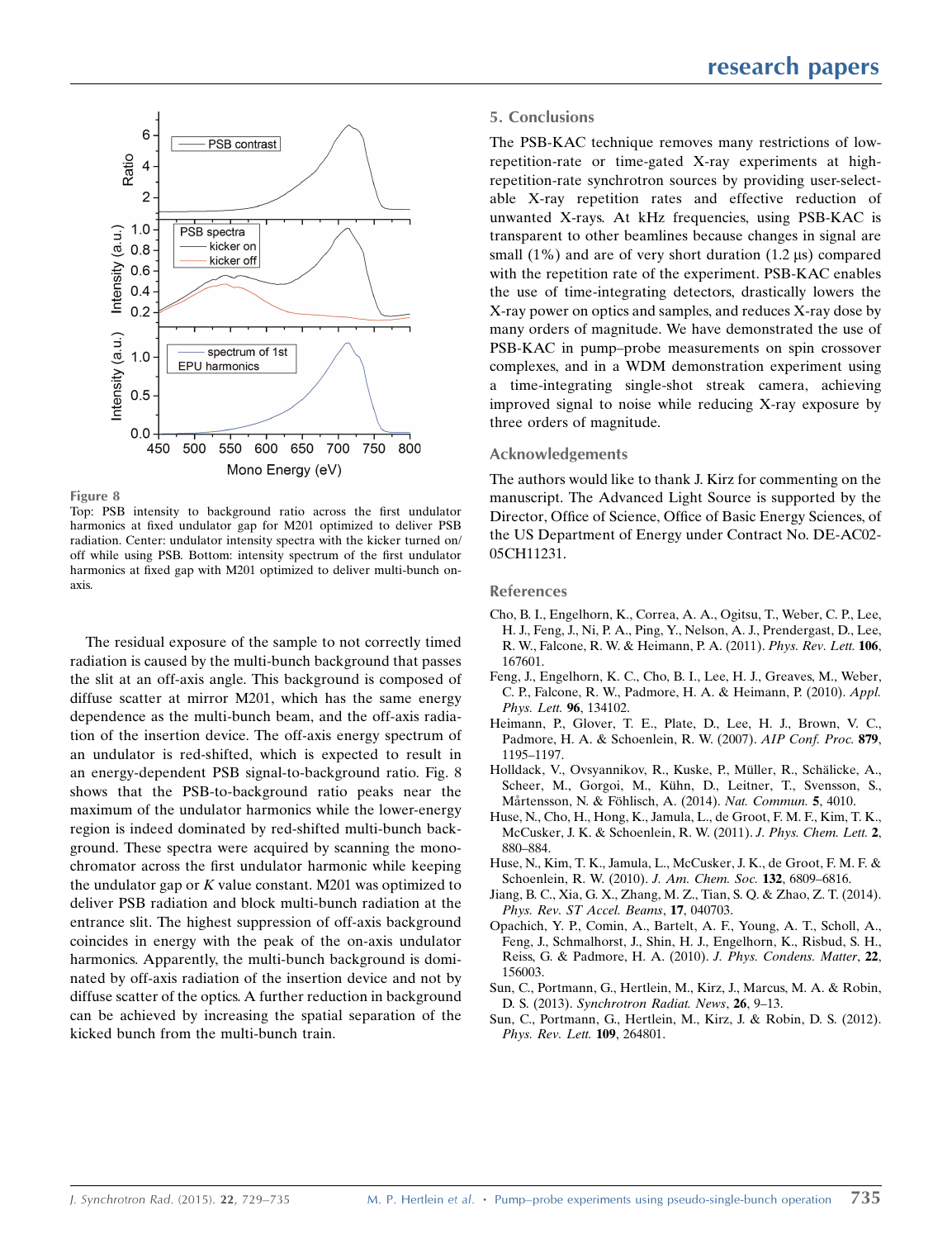6
4
2
Ratio
PSB contrast

1.0
0.8
0.6
0.4
0.2
Intensity (a.u.)
PSB spectra
kicker on
kicker off

1.0
0.5
0.0
Intensity (a.u.)
spectrum of 1st EPU harmonics

450 500 550 600 650 700 750 800
Mono Energy (eV)

Figure 8
Top: PSB intensity to background ratio across the first undulator harmonics at fixed undulator gap for M201 optimized to deliver PSB radiation. Center: undulator intensity spectra with the kicker turned on/off while using PSB. Bottom: intensity spectrum of the first undulator harmonics at fixed gap with M201 optimized to deliver multi-bunch on-axis.

The residual exposure of the sample to not correctly timed radiation is caused by the multi-bunch background that passes the slit at an off-axis angle. This background is composed of diffuse scatter at mirror M201, which has the same energy dependence as the multi-bunch beam, and the off-axis radiation of the insertion device. The off-axis energy spectrum of an undulator is red-shifted, which is expected to result in an energy-dependent PSB signal-to-background ratio. Fig. 8 shows that the PSB-to-background ratio peaks near the maximum of the undulator harmonics while the lower-energy region is indeed dominated by red-shifted multi-bunch background. These spectra were acquired by scanning the monochromator across the first undulator harmonic while keeping the undulator gap or $K$ value constant. M201 was optimized to deliver PSB radiation and block multi-bunch radiation at the entrance slit. The highest suppression of off-axis background coincides in energy with the peak of the on-axis undulator harmonics. Apparently, the multi-bunch background is dominated by off-axis radiation of the insertion device and not by diffuse scatter of the optics. A further reduction in background can be achieved by increasing the spatial separation of the kicked bunch from the multi-bunch train.

## 5. Conclusions

The PSB-KAC technique removes many restrictions of low-repetition-rate or time-gated X-ray experiments at high-repetition-rate synchrotron sources by providing user-selectable X-ray repetition rates and effective reduction of unwanted X-rays. At kHz frequencies, using PSB-KAC is transparent to other beamlines because changes in signal are small (1%) and are of very short duration (1.2 µs) compared with the repetition rate of the experiment. PSB-KAC enables the use of time-integrating detectors, drastically lowers the X-ray power on optics and samples, and reduces X-ray dose by many orders of magnitude. We have demonstrated the use of PSB-KAC in pump–probe measurements on spin crossover complexes, and in a WDM demonstration experiment using a time-integrating single-shot streak camera, achieving improved signal to noise while reducing X-ray exposure by three orders of magnitude.

### Acknowledgements

The authors would like to thank J. Kirz for commenting on the manuscript. The Advanced Light Source is supported by the Director, Office of Science, Office of Basic Energy Sciences, of the US Department of Energy under Contract No. DE-AC02-05CH11231.

### References

Cho, B. I., Engelhorn, K., Correa, A. A., Ogitsu, T., Weber, C. P., Lee, H. J., Feng, J., Ni, P. A., Ping, Y., Nelson, A. J., Prendergast, D., Lee, R. W., Falcone, R. W. & Heimann, P. A. (2011). *Phys. Rev. Lett.* **106**, 167601.

Feng, J., Engelhorn, K. C., Cho, B. I., Lee, H. J., Greaves, M., Weber, C. P., Falcone, R. W., Padmore, H. A. & Heimann, P. (2010). *Appl. Phys. Lett.* **96**, 134102.

Heimann, P., Glover, T. E., Plate, D., Lee, H. J., Brown, V. C., Padmore, H. A. & Schoenlein, R. W. (2007). *AIP Conf. Proc.* **879**, 1195–1197.

Holldack, V., Ovsyannikov, R., Kuske, P., Müller, R., Schälicke, A., Scheer, M., Gorgoi, M., Kühn, D., Leitner, T., Svensson, S., Mårtensson, N. & Föhlisch, A. (2014). *Nat. Commun.* **5**, 4010.

Huse, N., Cho, H., Hong, K., Jamula, L., de Groot, F. M. F., Kim, T. K., McCusker, J. K. & Schoenlein, R. W. (2011). *J. Phys. Chem. Lett.* **2**, 880–884.

Huse, N., Kim, T. K., Jamula, L., McCusker, J. K., de Groot, F. M. F. & Schoenlein, R. W. (2010). *J. Am. Chem. Soc.* **132**, 6809–6816.

Jiang, B. C., Xia, G. X., Zhang, M. Z., Tian, S. Q. & Zhao, Z. T. (2014). *Phys. Rev. ST Accel. Beams*, **17**, 040703.

Opachich, Y. P., Comin, A., Bartelt, A. F., Young, A. T., Scholl, A., Feng, J., Schmalhorst, J., Shin, H. J., Engelhorn, K., Risbud, S. H., Reiss, G. & Padmore, H. A. (2010). *J. Phys. Condens. Matter*, **22**, 156003.

Sun, C., Portmann, G., Hertlein, M., Kirz, J., Marcus, M. A. & Robin, D. S. (2013). *Synchrotron Radiat. News*, **26**, 9–13.

Sun, C., Portmann, G., Hertlein, M., Kirz, J. & Robin, D. S. (2012). *Phys. Rev. Lett.* **109**, 264801.